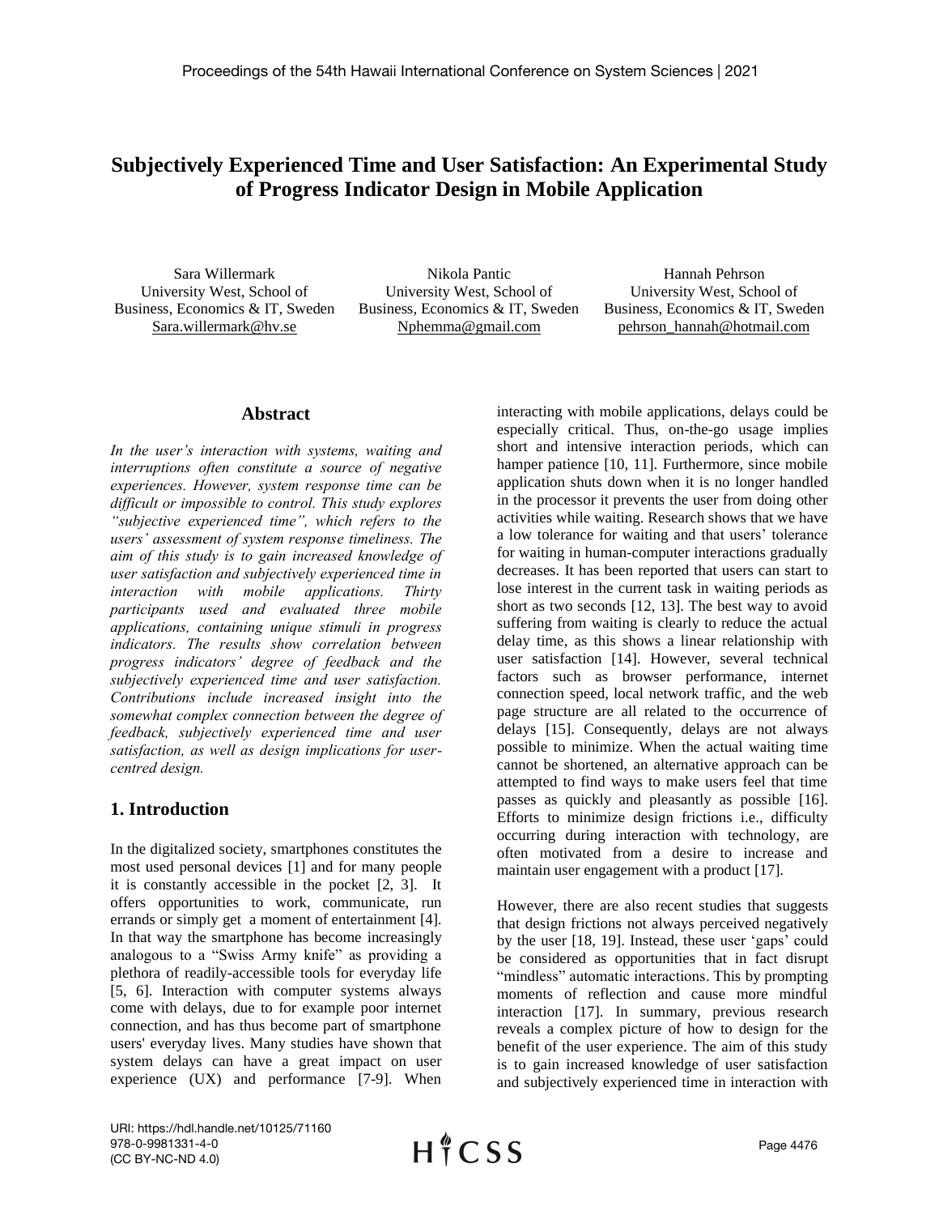# Subjectively Experienced Time and User Satisfaction: An Experimental Study of Progress Indicator Design in Mobile Application

Sara Willermark
University West, School of Business, Economics & IT, Sweden
Sara.willermark@hv.se

Nikola Pantic
University West, School of Business, Economics & IT, Sweden
Nphemma@gmail.com

Hannah Pehrson
University West, School of Business, Economics & IT, Sweden
pehrson_hannah@hotmail.com

## Abstract

*In the user's interaction with systems, waiting and interruptions often constitute a source of negative experiences. However, system response time can be difficult or impossible to control. This study explores "subjective experienced time", which refers to the users' assessment of system response timeliness. The aim of this study is to gain increased knowledge of user satisfaction and subjectively experienced time in interaction with mobile applications. Thirty participants used and evaluated three mobile applications, containing unique stimuli in progress indicators. The results show correlation between progress indicators' degree of feedback and the subjectively experienced time and user satisfaction. Contributions include increased insight into the somewhat complex connection between the degree of feedback, subjectively experienced time and user satisfaction, as well as design implications for user-centred design.*

## 1. Introduction

In the digitalized society, smartphones constitutes the most used personal devices [1] and for many people it is constantly accessible in the pocket [2, 3]. It offers opportunities to work, communicate, run errands or simply get a moment of entertainment [4]. In that way the smartphone has become increasingly analogous to a "Swiss Army knife" as providing a plethora of readily-accessible tools for everyday life [5, 6]. Interaction with computer systems always come with delays, due to for example poor internet connection, and has thus become part of smartphone users' everyday lives. Many studies have shown that system delays can have a great impact on user experience (UX) and performance [7-9]. When interacting with mobile applications, delays could be especially critical. Thus, on-the-go usage implies short and intensive interaction periods, which can hamper patience [10, 11]. Furthermore, since mobile application shuts down when it is no longer handled in the processor it prevents the user from doing other activities while waiting. Research shows that we have a low tolerance for waiting and that users' tolerance for waiting in human-computer interactions gradually decreases. It has been reported that users can start to lose interest in the current task in waiting periods as short as two seconds [12, 13]. The best way to avoid suffering from waiting is clearly to reduce the actual delay time, as this shows a linear relationship with user satisfaction [14]. However, several technical factors such as browser performance, internet connection speed, local network traffic, and the web page structure are all related to the occurrence of delays [15]. Consequently, delays are not always possible to minimize. When the actual waiting time cannot be shortened, an alternative approach can be attempted to find ways to make users feel that time passes as quickly and pleasantly as possible [16]. Efforts to minimize design frictions i.e., difficulty occurring during interaction with technology, are often motivated from a desire to increase and maintain user engagement with a product [17].

However, there are also recent studies that suggests that design frictions not always perceived negatively by the user [18, 19]. Instead, these user 'gaps' could be considered as opportunities that in fact disrupt "mindless" automatic interactions. This by prompting moments of reflection and cause more mindful interaction [17]. In summary, previous research reveals a complex picture of how to design for the benefit of the user experience. The aim of this study is to gain increased knowledge of user satisfaction and subjectively experienced time in interaction with

URI: https://hdl.handle.net/10125/71160
978-0-9981331-4-0
(CC BY-NC-ND 4.0)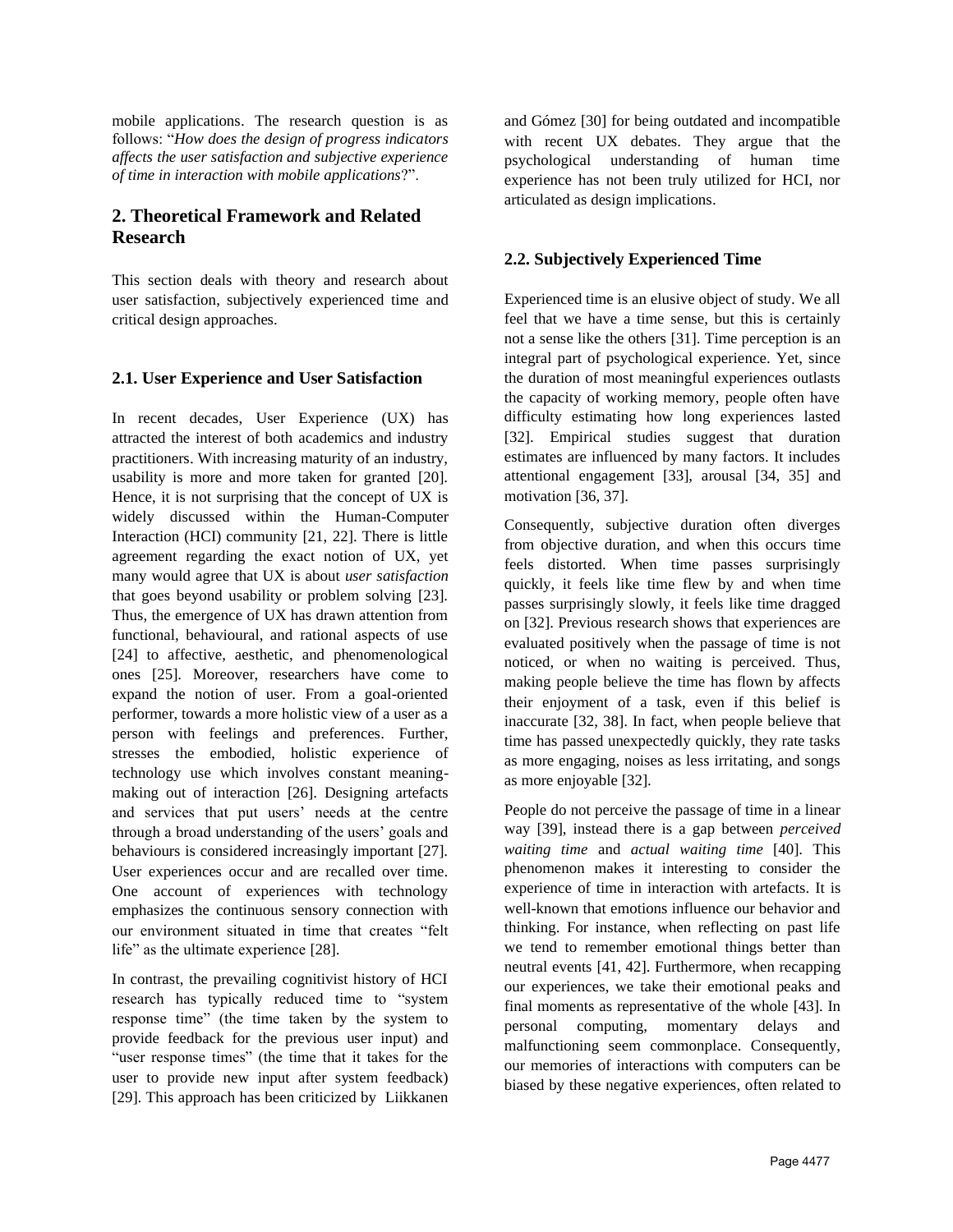mobile applications. The research question is as follows: "*How does the design of progress indicators affects the user satisfaction and subjective experience of time in interaction with mobile applications*?".

## 2. Theoretical Framework and Related Research

This section deals with theory and research about user satisfaction, subjectively experienced time and critical design approaches.

### 2.1. User Experience and User Satisfaction

In recent decades, User Experience (UX) has attracted the interest of both academics and industry practitioners. With increasing maturity of an industry, usability is more and more taken for granted [20]. Hence, it is not surprising that the concept of UX is widely discussed within the Human-Computer Interaction (HCI) community [21, 22]. There is little agreement regarding the exact notion of UX, yet many would agree that UX is about *user satisfaction* that goes beyond usability or problem solving [23]. Thus, the emergence of UX has drawn attention from functional, behavioural, and rational aspects of use [24] to affective, aesthetic, and phenomenological ones [25]. Moreover, researchers have come to expand the notion of user. From a goal-oriented performer, towards a more holistic view of a user as a person with feelings and preferences. Further, stresses the embodied, holistic experience of technology use which involves constant meaning-making out of interaction [26]. Designing artefacts and services that put users' needs at the centre through a broad understanding of the users' goals and behaviours is considered increasingly important [27]. User experiences occur and are recalled over time. One account of experiences with technology emphasizes the continuous sensory connection with our environment situated in time that creates "felt life" as the ultimate experience [28].

In contrast, the prevailing cognitivist history of HCI research has typically reduced time to "system response time" (the time taken by the system to provide feedback for the previous user input) and "user response times" (the time that it takes for the user to provide new input after system feedback) [29]. This approach has been criticized by Liikkanen and Gómez [30] for being outdated and incompatible with recent UX debates. They argue that the psychological understanding of human time experience has not been truly utilized for HCI, nor articulated as design implications.

### 2.2. Subjectively Experienced Time

Experienced time is an elusive object of study. We all feel that we have a time sense, but this is certainly not a sense like the others [31]. Time perception is an integral part of psychological experience. Yet, since the duration of most meaningful experiences outlasts the capacity of working memory, people often have difficulty estimating how long experiences lasted [32]. Empirical studies suggest that duration estimates are influenced by many factors. It includes attentional engagement [33], arousal [34, 35] and motivation [36, 37].

Consequently, subjective duration often diverges from objective duration, and when this occurs time feels distorted. When time passes surprisingly quickly, it feels like time flew by and when time passes surprisingly slowly, it feels like time dragged on [32]. Previous research shows that experiences are evaluated positively when the passage of time is not noticed, or when no waiting is perceived. Thus, making people believe the time has flown by affects their enjoyment of a task, even if this belief is inaccurate [32, 38]. In fact, when people believe that time has passed unexpectedly quickly, they rate tasks as more engaging, noises as less irritating, and songs as more enjoyable [32].

People do not perceive the passage of time in a linear way [39], instead there is a gap between *perceived waiting time* and *actual waiting time* [40]. This phenomenon makes it interesting to consider the experience of time in interaction with artefacts. It is well-known that emotions influence our behavior and thinking. For instance, when reflecting on past life we tend to remember emotional things better than neutral events [41, 42]. Furthermore, when recapping our experiences, we take their emotional peaks and final moments as representative of the whole [43]. In personal computing, momentary delays and malfunctioning seem commonplace. Consequently, our memories of interactions with computers can be biased by these negative experiences, often related to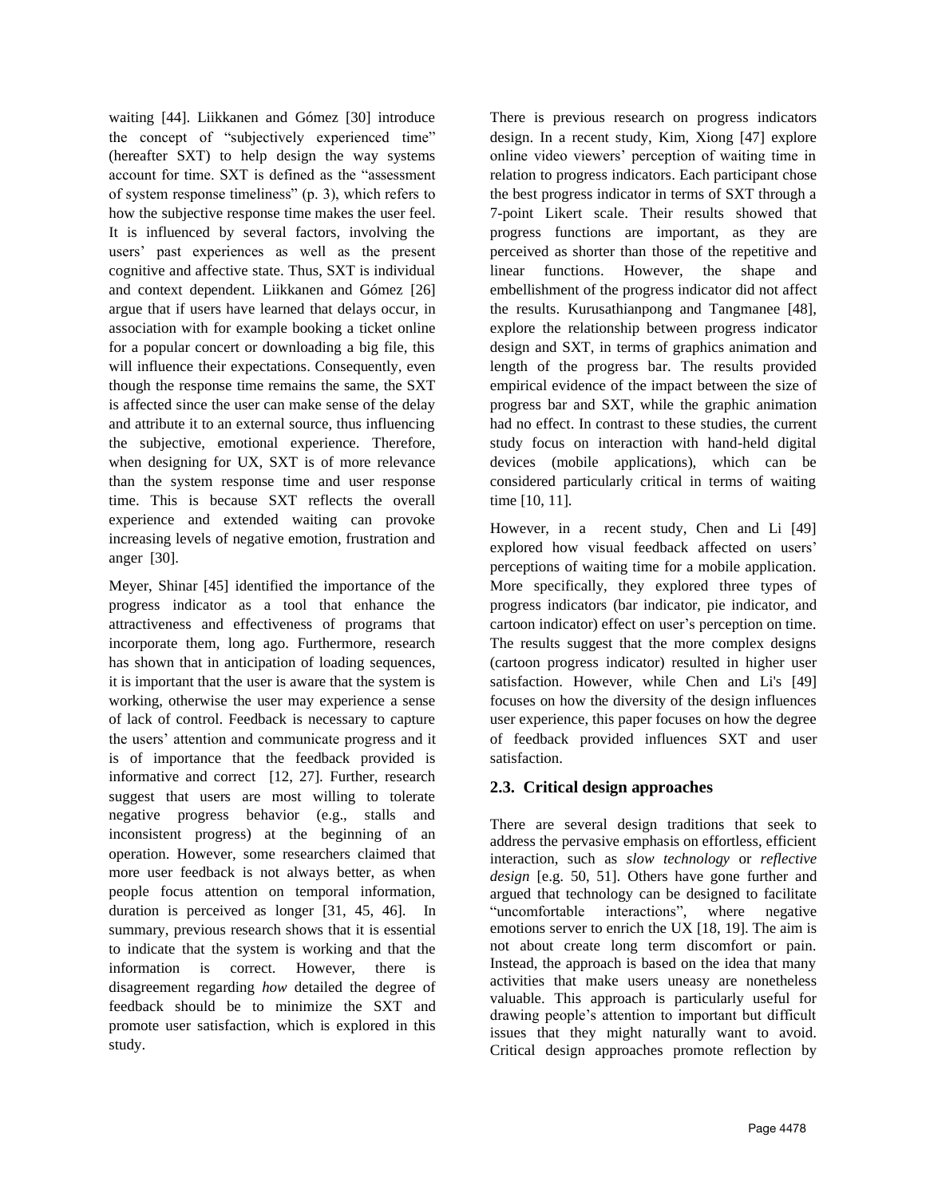waiting [44]. Liikkanen and Gómez [30] introduce the concept of "subjectively experienced time" (hereafter SXT) to help design the way systems account for time. SXT is defined as the "assessment of system response timeliness" (p. 3), which refers to how the subjective response time makes the user feel. It is influenced by several factors, involving the users' past experiences as well as the present cognitive and affective state. Thus, SXT is individual and context dependent. Liikkanen and Gómez [26] argue that if users have learned that delays occur, in association with for example booking a ticket online for a popular concert or downloading a big file, this will influence their expectations. Consequently, even though the response time remains the same, the SXT is affected since the user can make sense of the delay and attribute it to an external source, thus influencing the subjective, emotional experience. Therefore, when designing for UX, SXT is of more relevance than the system response time and user response time. This is because SXT reflects the overall experience and extended waiting can provoke increasing levels of negative emotion, frustration and anger [30].

Meyer, Shinar [45] identified the importance of the progress indicator as a tool that enhance the attractiveness and effectiveness of programs that incorporate them, long ago. Furthermore, research has shown that in anticipation of loading sequences, it is important that the user is aware that the system is working, otherwise the user may experience a sense of lack of control. Feedback is necessary to capture the users' attention and communicate progress and it is of importance that the feedback provided is informative and correct [12, 27]. Further, research suggest that users are most willing to tolerate negative progress behavior (e.g., stalls and inconsistent progress) at the beginning of an operation. However, some researchers claimed that more user feedback is not always better, as when people focus attention on temporal information, duration is perceived as longer [31, 45, 46]. In summary, previous research shows that it is essential to indicate that the system is working and that the information is correct. However, there is disagreement regarding *how* detailed the degree of feedback should be to minimize the SXT and promote user satisfaction, which is explored in this study.

There is previous research on progress indicators design. In a recent study, Kim, Xiong [47] explore online video viewers' perception of waiting time in relation to progress indicators. Each participant chose the best progress indicator in terms of SXT through a 7-point Likert scale. Their results showed that progress functions are important, as they are perceived as shorter than those of the repetitive and linear functions. However, the shape and embellishment of the progress indicator did not affect the results. Kurusathianpong and Tangmanee [48], explore the relationship between progress indicator design and SXT, in terms of graphics animation and length of the progress bar. The results provided empirical evidence of the impact between the size of progress bar and SXT, while the graphic animation had no effect. In contrast to these studies, the current study focus on interaction with hand-held digital devices (mobile applications), which can be considered particularly critical in terms of waiting time [10, 11].

However, in a recent study, Chen and Li [49] explored how visual feedback affected on users' perceptions of waiting time for a mobile application. More specifically, they explored three types of progress indicators (bar indicator, pie indicator, and cartoon indicator) effect on user's perception on time. The results suggest that the more complex designs (cartoon progress indicator) resulted in higher user satisfaction. However, while Chen and Li's [49] focuses on how the diversity of the design influences user experience, this paper focuses on how the degree of feedback provided influences SXT and user satisfaction.

### 2.3. Critical design approaches

There are several design traditions that seek to address the pervasive emphasis on effortless, efficient interaction, such as *slow technology* or *reflective design* [e.g. 50, 51]. Others have gone further and argued that technology can be designed to facilitate "uncomfortable interactions", where negative emotions server to enrich the UX [18, 19]. The aim is not about create long term discomfort or pain. Instead, the approach is based on the idea that many activities that make users uneasy are nonetheless valuable. This approach is particularly useful for drawing people's attention to important but difficult issues that they might naturally want to avoid. Critical design approaches promote reflection by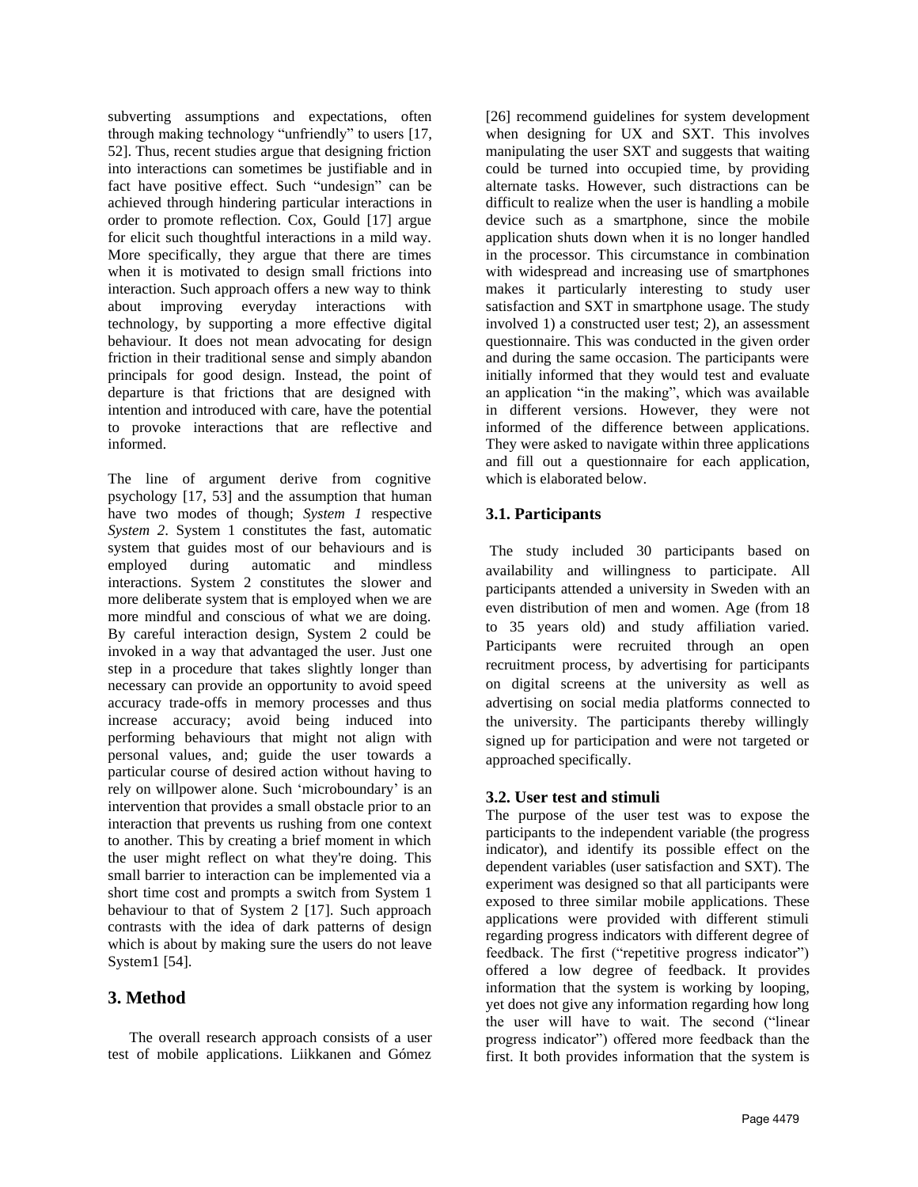subverting assumptions and expectations, often through making technology "unfriendly" to users [17, 52]. Thus, recent studies argue that designing friction into interactions can sometimes be justifiable and in fact have positive effect. Such "undesign" can be achieved through hindering particular interactions in order to promote reflection. Cox, Gould [17] argue for elicit such thoughtful interactions in a mild way. More specifically, they argue that there are times when it is motivated to design small frictions into interaction. Such approach offers a new way to think about improving everyday interactions with technology, by supporting a more effective digital behaviour. It does not mean advocating for design friction in their traditional sense and simply abandon principals for good design. Instead, the point of departure is that frictions that are designed with intention and introduced with care, have the potential to provoke interactions that are reflective and informed.

The line of argument derive from cognitive psychology [17, 53] and the assumption that human have two modes of though; *System 1* respective *System 2*. System 1 constitutes the fast, automatic system that guides most of our behaviours and is employed during automatic and mindless interactions. System 2 constitutes the slower and more deliberate system that is employed when we are more mindful and conscious of what we are doing. By careful interaction design, System 2 could be invoked in a way that advantaged the user. Just one step in a procedure that takes slightly longer than necessary can provide an opportunity to avoid speed accuracy trade-offs in memory processes and thus increase accuracy; avoid being induced into performing behaviours that might not align with personal values, and; guide the user towards a particular course of desired action without having to rely on willpower alone. Such 'microboundary' is an intervention that provides a small obstacle prior to an interaction that prevents us rushing from one context to another. This by creating a brief moment in which the user might reflect on what they're doing. This small barrier to interaction can be implemented via a short time cost and prompts a switch from System 1 behaviour to that of System 2 [17]. Such approach contrasts with the idea of dark patterns of design which is about by making sure the users do not leave System1 [54].

# 3. Method

The overall research approach consists of a user test of mobile applications. Liikkanen and Gómez [26] recommend guidelines for system development when designing for UX and SXT. This involves manipulating the user SXT and suggests that waiting could be turned into occupied time, by providing alternate tasks. However, such distractions can be difficult to realize when the user is handling a mobile device such as a smartphone, since the mobile application shuts down when it is no longer handled in the processor. This circumstance in combination with widespread and increasing use of smartphones makes it particularly interesting to study user satisfaction and SXT in smartphone usage. The study involved 1) a constructed user test; 2), an assessment questionnaire. This was conducted in the given order and during the same occasion. The participants were initially informed that they would test and evaluate an application "in the making", which was available in different versions. However, they were not informed of the difference between applications. They were asked to navigate within three applications and fill out a questionnaire for each application, which is elaborated below.

## 3.1. Participants

The study included 30 participants based on availability and willingness to participate. All participants attended a university in Sweden with an even distribution of men and women. Age (from 18 to 35 years old) and study affiliation varied. Participants were recruited through an open recruitment process, by advertising for participants on digital screens at the university as well as advertising on social media platforms connected to the university. The participants thereby willingly signed up for participation and were not targeted or approached specifically.

## 3.2. User test and stimuli

The purpose of the user test was to expose the participants to the independent variable (the progress indicator), and identify its possible effect on the dependent variables (user satisfaction and SXT). The experiment was designed so that all participants were exposed to three similar mobile applications. These applications were provided with different stimuli regarding progress indicators with different degree of feedback. The first ("repetitive progress indicator") offered a low degree of feedback. It provides information that the system is working by looping, yet does not give any information regarding how long the user will have to wait. The second ("linear progress indicator") offered more feedback than the first. It both provides information that the system is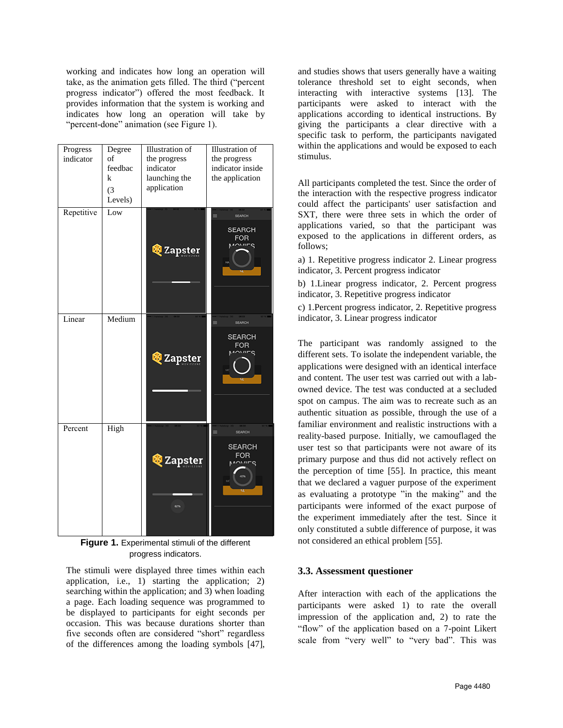working and indicates how long an operation will take, as the animation gets filled. The third ("percent progress indicator") offered the most feedback. It provides information that the system is working and indicates how long an operation will take by "percent-done" animation (see Figure 1).

| Progress indicator | Degree of feedback (3 Levels) | Illustration of the progress indicator launching the application | Illustration of the progress indicator inside the application |
|---|---|---|---|
| Repetitive | Low | | |
| Linear | Medium | | |
| Percent | High | | |

**Figure 1.** Experimental stimuli of the different progress indicators.

The stimuli were displayed three times within each application, i.e., 1) starting the application; 2) searching within the application; and 3) when loading a page. Each loading sequence was programmed to be displayed to participants for eight seconds per occasion. This was because durations shorter than five seconds often are considered "short" regardless of the differences among the loading symbols [47], and studies shows that users generally have a waiting tolerance threshold set to eight seconds, when interacting with interactive systems [13]. The participants were asked to interact with the applications according to identical instructions. By giving the participants a clear directive with a specific task to perform, the participants navigated within the applications and would be exposed to each stimulus.

All participants completed the test. Since the order of the interaction with the respective progress indicator could affect the participants' user satisfaction and SXT, there were three sets in which the order of applications varied, so that the participant was exposed to the applications in different orders, as follows;

a) 1. Repetitive progress indicator 2. Linear progress indicator, 3. Percent progress indicator

b) 1.Linear progress indicator, 2. Percent progress indicator, 3. Repetitive progress indicator

c) 1.Percent progress indicator, 2. Repetitive progress indicator, 3. Linear progress indicator

The participant was randomly assigned to the different sets. To isolate the independent variable, the applications were designed with an identical interface and content. The user test was carried out with a lab-owned device. The test was conducted at a secluded spot on campus. The aim was to recreate such as an authentic situation as possible, through the use of a familiar environment and realistic instructions with a reality-based purpose. Initially, we camouflaged the user test so that participants were not aware of its primary purpose and thus did not actively reflect on the perception of time [55]. In practice, this meant that we declared a vaguer purpose of the experiment as evaluating a prototype "in the making" and the participants were informed of the exact purpose of the experiment immediately after the test. Since it only constituted a subtle difference of purpose, it was not considered an ethical problem [55].

### 3.3. Assessment questioner

After interaction with each of the applications the participants were asked 1) to rate the overall impression of the application and, 2) to rate the "flow" of the application based on a 7-point Likert scale from "very well" to "very bad". This was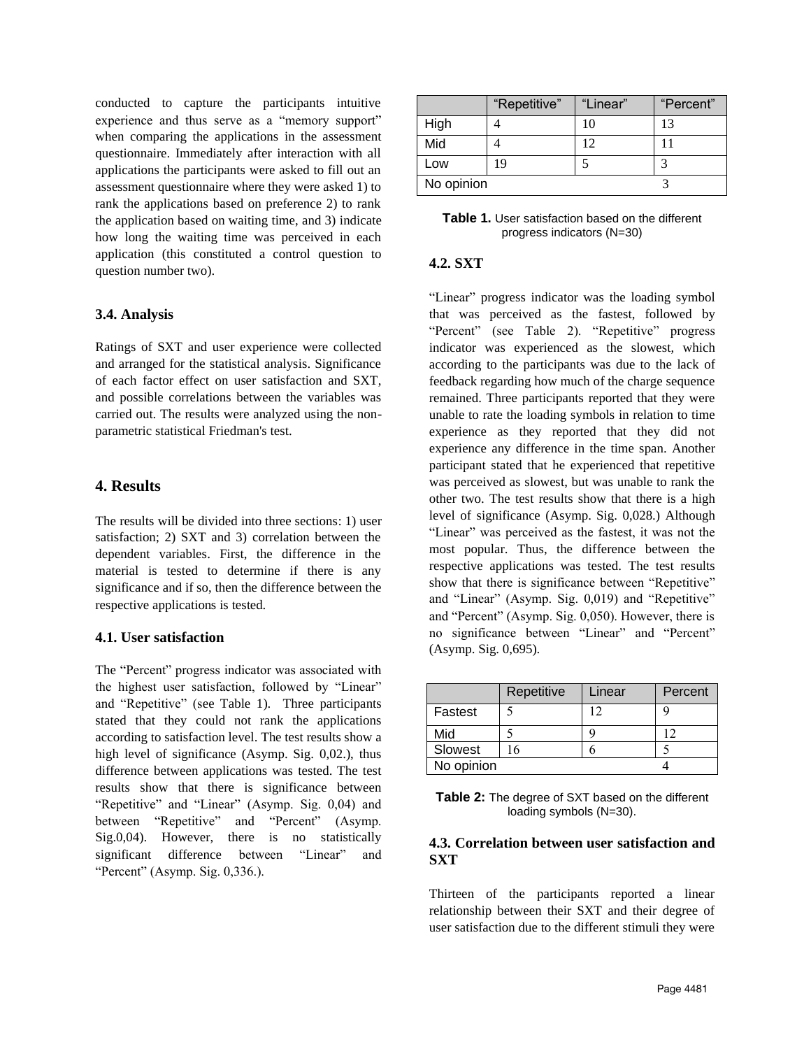conducted to capture the participants intuitive experience and thus serve as a "memory support" when comparing the applications in the assessment questionnaire. Immediately after interaction with all applications the participants were asked to fill out an assessment questionnaire where they were asked 1) to rank the applications based on preference 2) to rank the application based on waiting time, and 3) indicate how long the waiting time was perceived in each application (this constituted a control question to question number two).

### 3.4. Analysis

Ratings of SXT and user experience were collected and arranged for the statistical analysis. Significance of each factor effect on user satisfaction and SXT, and possible correlations between the variables was carried out. The results were analyzed using the non-parametric statistical Friedman's test.

## 4. Results

The results will be divided into three sections: 1) user satisfaction; 2) SXT and 3) correlation between the dependent variables. First, the difference in the material is tested to determine if there is any significance and if so, then the difference between the respective applications is tested.

### 4.1. User satisfaction

The "Percent" progress indicator was associated with the highest user satisfaction, followed by "Linear" and "Repetitive" (see Table 1). Three participants stated that they could not rank the applications according to satisfaction level. The test results show a high level of significance (Asymp. Sig. 0,02.), thus difference between applications was tested. The test results show that there is significance between "Repetitive" and "Linear" (Asymp. Sig. 0,04) and between "Repetitive" and "Percent" (Asymp. Sig.0,04). However, there is no statistically significant difference between "Linear" and "Percent" (Asymp. Sig. 0,336.).

| | "Repetitive" | "Linear" | "Percent" |
|---|---|---|---|
| High | 4 | 10 | 13 |
| Mid | 4 | 12 | 11 |
| Low | 19 | 5 | 3 |
| No opinion | | | 3 |

**Table 1.** User satisfaction based on the different progress indicators (N=30)

### 4.2. SXT

"Linear" progress indicator was the loading symbol that was perceived as the fastest, followed by "Percent" (see Table 2). "Repetitive" progress indicator was experienced as the slowest, which according to the participants was due to the lack of feedback regarding how much of the charge sequence remained. Three participants reported that they were unable to rate the loading symbols in relation to time experience as they reported that they did not experience any difference in the time span. Another participant stated that he experienced that repetitive was perceived as slowest, but was unable to rank the other two. The test results show that there is a high level of significance (Asymp. Sig. 0,028.) Although "Linear" was perceived as the fastest, it was not the most popular. Thus, the difference between the respective applications was tested. The test results show that there is significance between "Repetitive" and "Linear" (Asymp. Sig. 0,019) and "Repetitive" and "Percent" (Asymp. Sig. 0,050). However, there is no significance between "Linear" and "Percent" (Asymp. Sig. 0,695).

| | Repetitive | Linear | Percent |
|---|---|---|---|
| Fastest | 5 | 12 | 9 |
| Mid | 5 | 9 | 12 |
| Slowest | 16 | 6 | 5 |
| No opinion | | | 4 |

**Table 2:** The degree of SXT based on the different loading symbols (N=30).

### 4.3. Correlation between user satisfaction and SXT

Thirteen of the participants reported a linear relationship between their SXT and their degree of user satisfaction due to the different stimuli they were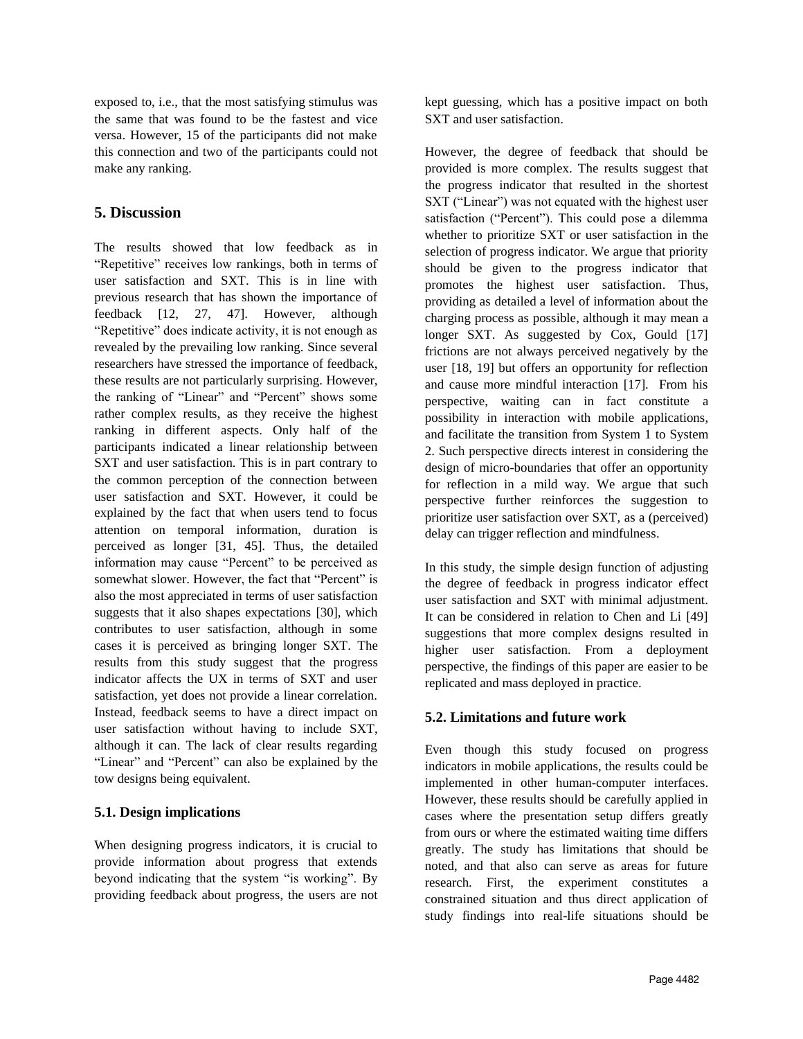exposed to, i.e., that the most satisfying stimulus was the same that was found to be the fastest and vice versa. However, 15 of the participants did not make this connection and two of the participants could not make any ranking.

## 5. Discussion

The results showed that low feedback as in "Repetitive" receives low rankings, both in terms of user satisfaction and SXT. This is in line with previous research that has shown the importance of feedback [12, 27, 47]. However, although "Repetitive" does indicate activity, it is not enough as revealed by the prevailing low ranking. Since several researchers have stressed the importance of feedback, these results are not particularly surprising. However, the ranking of "Linear" and "Percent" shows some rather complex results, as they receive the highest ranking in different aspects. Only half of the participants indicated a linear relationship between SXT and user satisfaction. This is in part contrary to the common perception of the connection between user satisfaction and SXT. However, it could be explained by the fact that when users tend to focus attention on temporal information, duration is perceived as longer [31, 45]. Thus, the detailed information may cause "Percent" to be perceived as somewhat slower. However, the fact that "Percent" is also the most appreciated in terms of user satisfaction suggests that it also shapes expectations [30], which contributes to user satisfaction, although in some cases it is perceived as bringing longer SXT. The results from this study suggest that the progress indicator affects the UX in terms of SXT and user satisfaction, yet does not provide a linear correlation. Instead, feedback seems to have a direct impact on user satisfaction without having to include SXT, although it can. The lack of clear results regarding "Linear" and "Percent" can also be explained by the tow designs being equivalent.

### 5.1. Design implications

When designing progress indicators, it is crucial to provide information about progress that extends beyond indicating that the system "is working". By providing feedback about progress, the users are not kept guessing, which has a positive impact on both SXT and user satisfaction.

However, the degree of feedback that should be provided is more complex. The results suggest that the progress indicator that resulted in the shortest SXT ("Linear") was not equated with the highest user satisfaction ("Percent"). This could pose a dilemma whether to prioritize SXT or user satisfaction in the selection of progress indicator. We argue that priority should be given to the progress indicator that promotes the highest user satisfaction. Thus, providing as detailed a level of information about the charging process as possible, although it may mean a longer SXT. As suggested by Cox, Gould [17] frictions are not always perceived negatively by the user [18, 19] but offers an opportunity for reflection and cause more mindful interaction [17]. From his perspective, waiting can in fact constitute a possibility in interaction with mobile applications, and facilitate the transition from System 1 to System 2. Such perspective directs interest in considering the design of micro-boundaries that offer an opportunity for reflection in a mild way. We argue that such perspective further reinforces the suggestion to prioritize user satisfaction over SXT, as a (perceived) delay can trigger reflection and mindfulness.

In this study, the simple design function of adjusting the degree of feedback in progress indicator effect user satisfaction and SXT with minimal adjustment. It can be considered in relation to Chen and Li [49] suggestions that more complex designs resulted in higher user satisfaction. From a deployment perspective, the findings of this paper are easier to be replicated and mass deployed in practice.

### 5.2. Limitations and future work

Even though this study focused on progress indicators in mobile applications, the results could be implemented in other human-computer interfaces. However, these results should be carefully applied in cases where the presentation setup differs greatly from ours or where the estimated waiting time differs greatly. The study has limitations that should be noted, and that also can serve as areas for future research. First, the experiment constitutes a constrained situation and thus direct application of study findings into real-life situations should be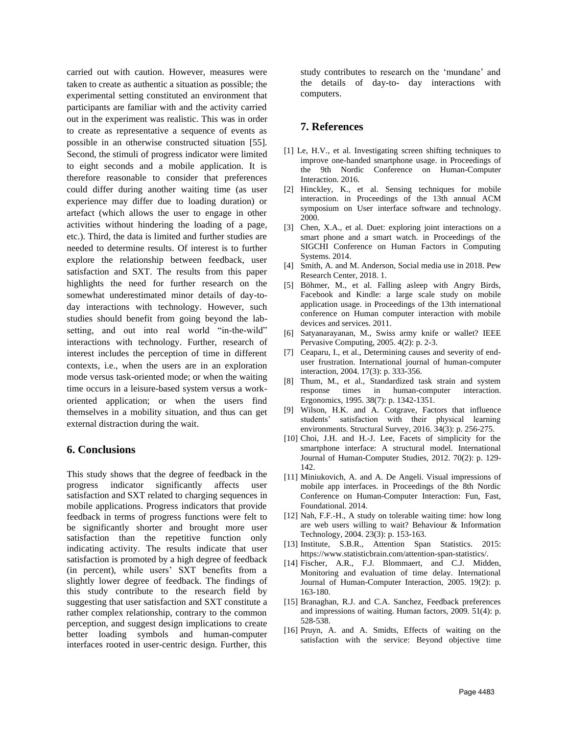carried out with caution. However, measures were taken to create as authentic a situation as possible; the experimental setting constituted an environment that participants are familiar with and the activity carried out in the experiment was realistic. This was in order to create as representative a sequence of events as possible in an otherwise constructed situation [55]. Second, the stimuli of progress indicator were limited to eight seconds and a mobile application. It is therefore reasonable to consider that preferences could differ during another waiting time (as user experience may differ due to loading duration) or artefact (which allows the user to engage in other activities without hindering the loading of a page, etc.). Third, the data is limited and further studies are needed to determine results. Of interest is to further explore the relationship between feedback, user satisfaction and SXT. The results from this paper highlights the need for further research on the somewhat underestimated minor details of day-to-day interactions with technology. However, such studies should benefit from going beyond the lab-setting, and out into real world "in-the-wild" interactions with technology. Further, research of interest includes the perception of time in different contexts, i.e., when the users are in an exploration mode versus task-oriented mode; or when the waiting time occurs in a leisure-based system versus a work-oriented application; or when the users find themselves in a mobility situation, and thus can get external distraction during the wait.

## 6. Conclusions

This study shows that the degree of feedback in the progress indicator significantly affects user satisfaction and SXT related to charging sequences in mobile applications. Progress indicators that provide feedback in terms of progress functions were felt to be significantly shorter and brought more user satisfaction than the repetitive function only indicating activity. The results indicate that user satisfaction is promoted by a high degree of feedback (in percent), while users' SXT benefits from a slightly lower degree of feedback. The findings of this study contribute to the research field by suggesting that user satisfaction and SXT constitute a rather complex relationship, contrary to the common perception, and suggest design implications to create better loading symbols and human-computer interfaces rooted in user-centric design. Further, this study contributes to research on the 'mundane' and the details of day-to- day interactions with computers.

## 7. References

[1] Le, H.V., et al. Investigating screen shifting techniques to improve one-handed smartphone usage. in Proceedings of the 9th Nordic Conference on Human-Computer Interaction. 2016.

[2] Hinckley, K., et al. Sensing techniques for mobile interaction. in Proceedings of the 13th annual ACM symposium on User interface software and technology. 2000.

[3] Chen, X.A., et al. Duet: exploring joint interactions on a smart phone and a smart watch. in Proceedings of the SIGCHI Conference on Human Factors in Computing Systems. 2014.

[4] Smith, A. and M. Anderson, Social media use in 2018. Pew Research Center, 2018. 1.

[5] Böhmer, M., et al. Falling asleep with Angry Birds, Facebook and Kindle: a large scale study on mobile application usage. in Proceedings of the 13th international conference on Human computer interaction with mobile devices and services. 2011.

[6] Satyanarayanan, M., Swiss army knife or wallet? IEEE Pervasive Computing, 2005. 4(2): p. 2-3.

[7] Ceaparu, I., et al., Determining causes and severity of end-user frustration. International journal of human-computer interaction, 2004. 17(3): p. 333-356.

[8] Thum, M., et al., Standardized task strain and system response times in human-computer interaction. Ergonomics, 1995. 38(7): p. 1342-1351.

[9] Wilson, H.K. and A. Cotgrave, Factors that influence students' satisfaction with their physical learning environments. Structural Survey, 2016. 34(3): p. 256-275.

[10] Choi, J.H. and H.-J. Lee, Facets of simplicity for the smartphone interface: A structural model. International Journal of Human-Computer Studies, 2012. 70(2): p. 129-142.

[11] Miniukovich, A. and A. De Angeli. Visual impressions of mobile app interfaces. in Proceedings of the 8th Nordic Conference on Human-Computer Interaction: Fun, Fast, Foundational. 2014.

[12] Nah, F.F.-H., A study on tolerable waiting time: how long are web users willing to wait? Behaviour & Information Technology, 2004. 23(3): p. 153-163.

[13] Institute, S.B.R., Attention Span Statistics. 2015: https://www.statisticbrain.com/attention-span-statistics/.

[14] Fischer, A.R., F.J. Blommaert, and C.J. Midden, Monitoring and evaluation of time delay. International Journal of Human-Computer Interaction, 2005. 19(2): p. 163-180.

[15] Branaghan, R.J. and C.A. Sanchez, Feedback preferences and impressions of waiting. Human factors, 2009. 51(4): p. 528-538.

[16] Pruyn, A. and A. Smidts, Effects of waiting on the satisfaction with the service: Beyond objective time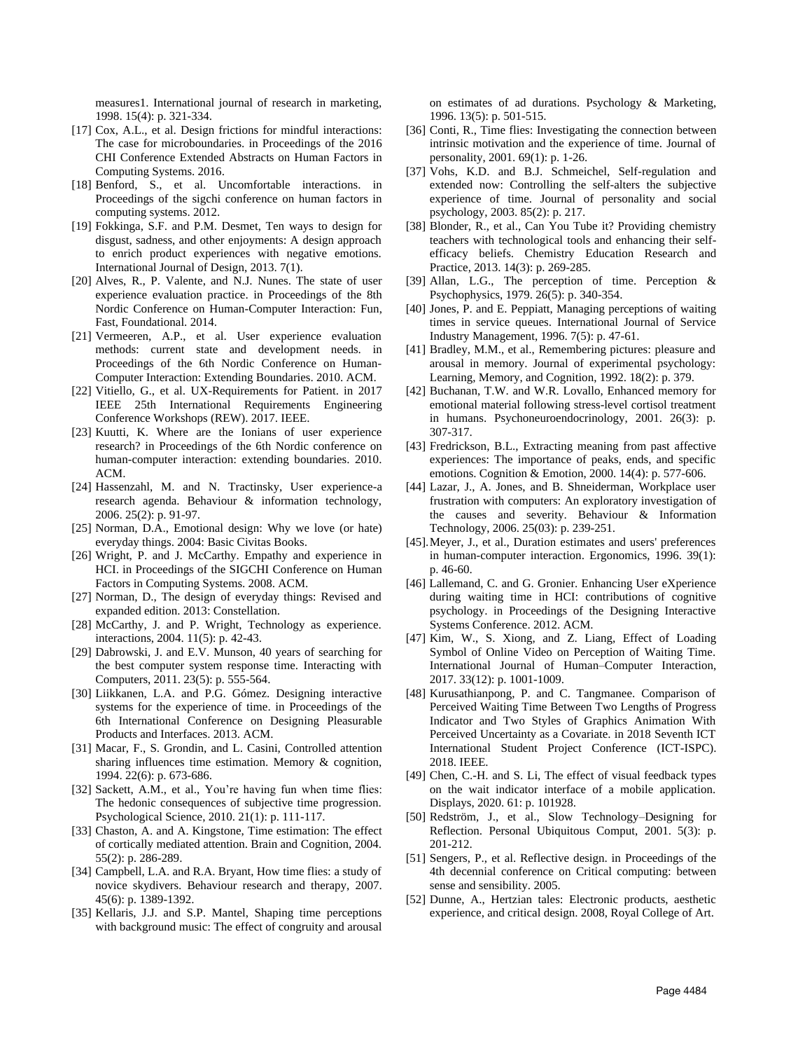measures1. International journal of research in marketing, 1998. 15(4): p. 321-334.

[17] Cox, A.L., et al. Design frictions for mindful interactions: The case for microboundaries. in Proceedings of the 2016 CHI Conference Extended Abstracts on Human Factors in Computing Systems. 2016.

[18] Benford, S., et al. Uncomfortable interactions. in Proceedings of the sigchi conference on human factors in computing systems. 2012.

[19] Fokkinga, S.F. and P.M. Desmet, Ten ways to design for disgust, sadness, and other enjoyments: A design approach to enrich product experiences with negative emotions. International Journal of Design, 2013. 7(1).

[20] Alves, R., P. Valente, and N.J. Nunes. The state of user experience evaluation practice. in Proceedings of the 8th Nordic Conference on Human-Computer Interaction: Fun, Fast, Foundational. 2014.

[21] Vermeeren, A.P., et al. User experience evaluation methods: current state and development needs. in Proceedings of the 6th Nordic Conference on Human-Computer Interaction: Extending Boundaries. 2010. ACM.

[22] Vitiello, G., et al. UX-Requirements for Patient. in 2017 IEEE 25th International Requirements Engineering Conference Workshops (REW). 2017. IEEE.

[23] Kuutti, K. Where are the Ionians of user experience research? in Proceedings of the 6th Nordic conference on human-computer interaction: extending boundaries. 2010. ACM.

[24] Hassenzahl, M. and N. Tractinsky, User experience-a research agenda. Behaviour & information technology, 2006. 25(2): p. 91-97.

[25] Norman, D.A., Emotional design: Why we love (or hate) everyday things. 2004: Basic Civitas Books.

[26] Wright, P. and J. McCarthy. Empathy and experience in HCI. in Proceedings of the SIGCHI Conference on Human Factors in Computing Systems. 2008. ACM.

[27] Norman, D., The design of everyday things: Revised and expanded edition. 2013: Constellation.

[28] McCarthy, J. and P. Wright, Technology as experience. interactions, 2004. 11(5): p. 42-43.

[29] Dabrowski, J. and E.V. Munson, 40 years of searching for the best computer system response time. Interacting with Computers, 2011. 23(5): p. 555-564.

[30] Liikkanen, L.A. and P.G. Gómez. Designing interactive systems for the experience of time. in Proceedings of the 6th International Conference on Designing Pleasurable Products and Interfaces. 2013. ACM.

[31] Macar, F., S. Grondin, and L. Casini, Controlled attention sharing influences time estimation. Memory & cognition, 1994. 22(6): p. 673-686.

[32] Sackett, A.M., et al., You're having fun when time flies: The hedonic consequences of subjective time progression. Psychological Science, 2010. 21(1): p. 111-117.

[33] Chaston, A. and A. Kingstone, Time estimation: The effect of cortically mediated attention. Brain and Cognition, 2004. 55(2): p. 286-289.

[34] Campbell, L.A. and R.A. Bryant, How time flies: a study of novice skydivers. Behaviour research and therapy, 2007. 45(6): p. 1389-1392.

[35] Kellaris, J.J. and S.P. Mantel, Shaping time perceptions with background music: The effect of congruity and arousal on estimates of ad durations. Psychology & Marketing, 1996. 13(5): p. 501-515.

[36] Conti, R., Time flies: Investigating the connection between intrinsic motivation and the experience of time. Journal of personality, 2001. 69(1): p. 1-26.

[37] Vohs, K.D. and B.J. Schmeichel, Self-regulation and extended now: Controlling the self-alters the subjective experience of time. Journal of personality and social psychology, 2003. 85(2): p. 217.

[38] Blonder, R., et al., Can You Tube it? Providing chemistry teachers with technological tools and enhancing their self-efficacy beliefs. Chemistry Education Research and Practice, 2013. 14(3): p. 269-285.

[39] Allan, L.G., The perception of time. Perception & Psychophysics, 1979. 26(5): p. 340-354.

[40] Jones, P. and E. Peppiatt, Managing perceptions of waiting times in service queues. International Journal of Service Industry Management, 1996. 7(5): p. 47-61.

[41] Bradley, M.M., et al., Remembering pictures: pleasure and arousal in memory. Journal of experimental psychology: Learning, Memory, and Cognition, 1992. 18(2): p. 379.

[42] Buchanan, T.W. and W.R. Lovallo, Enhanced memory for emotional material following stress-level cortisol treatment in humans. Psychoneuroendocrinology, 2001. 26(3): p. 307-317.

[43] Fredrickson, B.L., Extracting meaning from past affective experiences: The importance of peaks, ends, and specific emotions. Cognition & Emotion, 2000. 14(4): p. 577-606.

[44] Lazar, J., A. Jones, and B. Shneiderman, Workplace user frustration with computers: An exploratory investigation of the causes and severity. Behaviour & Information Technology, 2006. 25(03): p. 239-251.

[45] Meyer, J., et al., Duration estimates and users' preferences in human-computer interaction. Ergonomics, 1996. 39(1): p. 46-60.

[46] Lallemand, C. and G. Gronier. Enhancing User eXperience during waiting time in HCI: contributions of cognitive psychology. in Proceedings of the Designing Interactive Systems Conference. 2012. ACM.

[47] Kim, W., S. Xiong, and Z. Liang, Effect of Loading Symbol of Online Video on Perception of Waiting Time. International Journal of Human–Computer Interaction, 2017. 33(12): p. 1001-1009.

[48] Kurusathianpong, P. and C. Tangmanee. Comparison of Perceived Waiting Time Between Two Lengths of Progress Indicator and Two Styles of Graphics Animation With Perceived Uncertainty as a Covariate. in 2018 Seventh ICT International Student Project Conference (ICT-ISPC). 2018. IEEE.

[49] Chen, C.-H. and S. Li, The effect of visual feedback types on the wait indicator interface of a mobile application. Displays, 2020. 61: p. 101928.

[50] Redström, J., et al., Slow Technology–Designing for Reflection. Personal Ubiquitous Comput, 2001. 5(3): p. 201-212.

[51] Sengers, P., et al. Reflective design. in Proceedings of the 4th decennial conference on Critical computing: between sense and sensibility. 2005.

[52] Dunne, A., Hertzian tales: Electronic products, aesthetic experience, and critical design. 2008, Royal College of Art.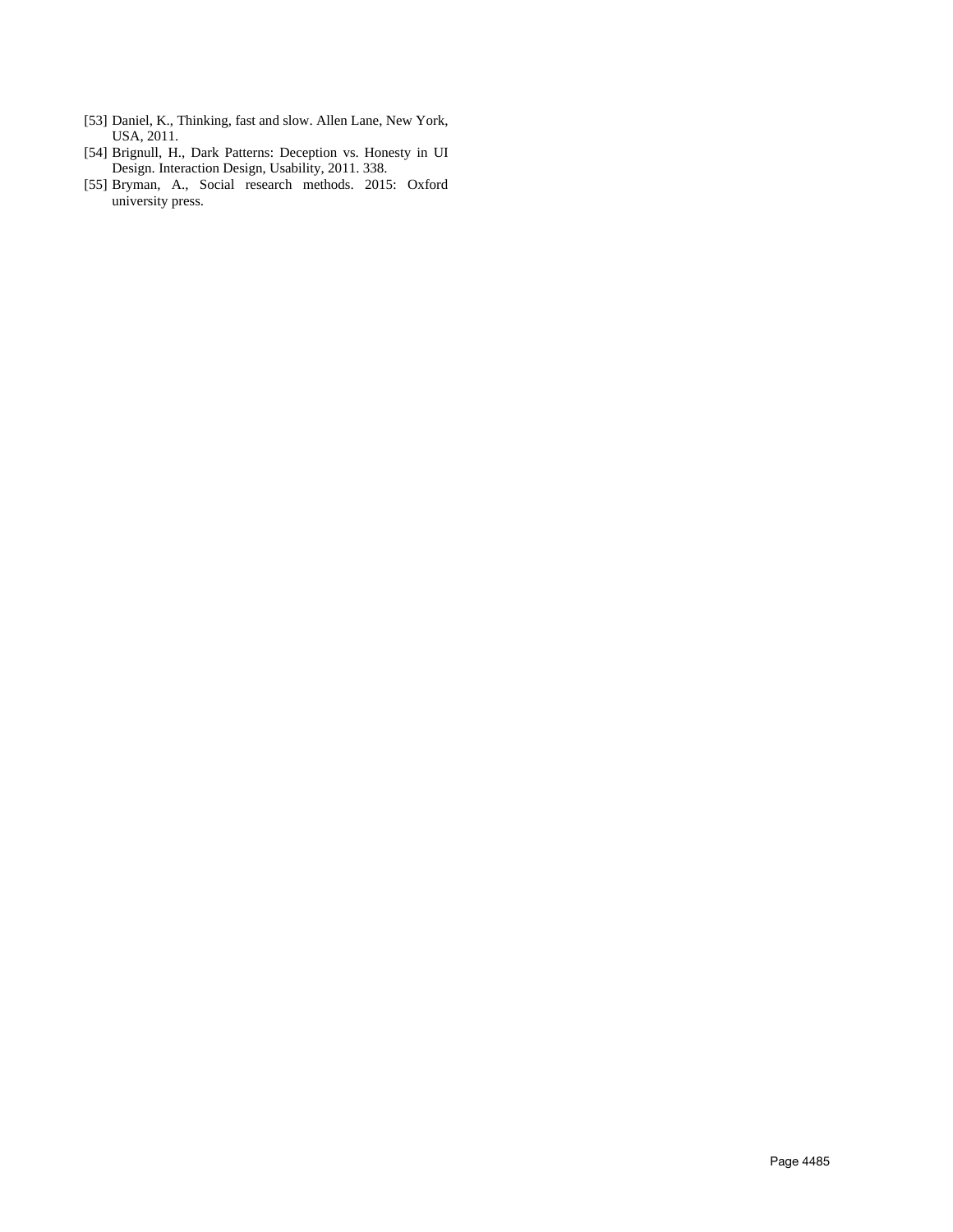[53] Daniel, K., Thinking, fast and slow. Allen Lane, New York, USA, 2011.

[54] Brignull, H., Dark Patterns: Deception vs. Honesty in UI Design. Interaction Design, Usability, 2011. 338.

[55] Bryman, A., Social research methods. 2015: Oxford university press.